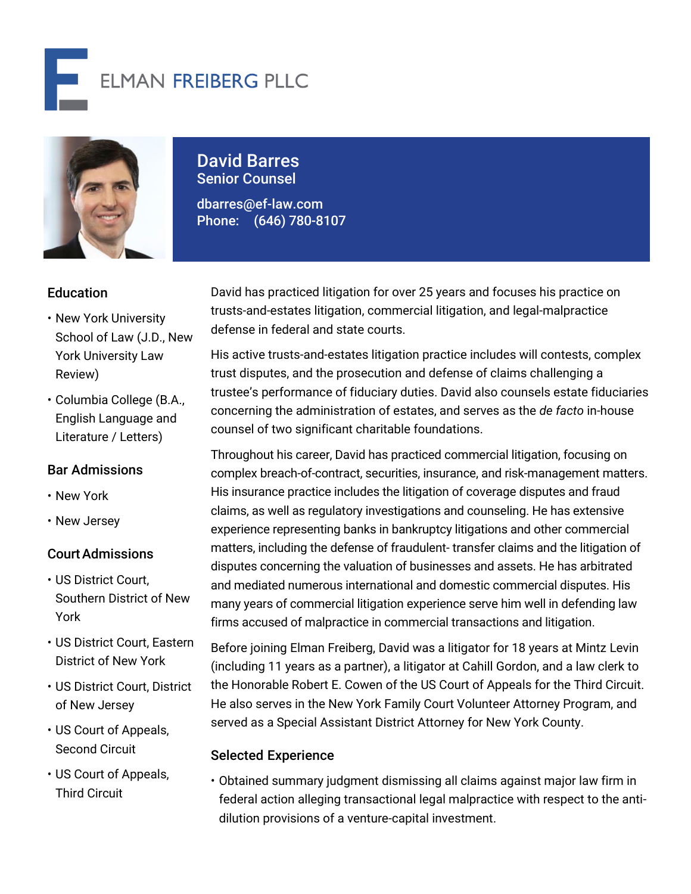# ELMAN FREIBERG PLLC

## David Barres

**Senior Counsel**

dbarres@ef-law.com

Phone: (646) 780-8107

### Education

- New York University School of Law (J.D., New York University Law Review)
- Columbia College (B.A., English Language and Literature / Letters)

### Bar Admissions

- New York
- New Jersey

### Court Admissions

- US District Court, Southern District of New York
- US District Court, Eastern District of New York
- US District Court, District of New Jersey
- US Court of Appeals, Second Circuit
- US Court of Appeals, Third Circuit

David has practiced litigation for over 25 years and focuses his practice on trusts-and-estates litigation, commercial litigation, and legal-malpractice defense in federal and state courts.

His active trusts-and-estates litigation practice includes will contests, complex trust disputes, and the prosecution and defense of claims challenging a trustee's performance of fiduciary duties. David also counsels estate fiduciaries concerning the administration of estates, and serves as the *de facto* in-house counsel of two significant charitable foundations.

Throughout his career, David has practiced commercial litigation, focusing on complex breach-of-contract, securities, insurance, and risk-management matters. His insurance practice includes the litigation of coverage disputes and fraud claims, as well as regulatory investigations and counseling. He has extensive experience representing banks in bankruptcy litigations and other commercial matters, including the defense of fraudulent- transfer claims and the litigation of disputes concerning the valuation of businesses and assets. He has arbitrated and mediated numerous international and domestic commercial disputes. His many years of commercial litigation experience serve him well in defending law firms accused of malpractice in commercial transactions and litigation.

Before joining Elman Freiberg, David was a litigator for 18 years at Mintz Levin (including 11 years as a partner), a litigator at Cahill Gordon, and a law clerk to the Honorable Robert E. Cowen of the US Court of Appeals for the Third Circuit. He also serves in the New York Family Court Volunteer Attorney Program, and served as a Special Assistant District Attorney for New York County.

### Selected Experience

- Obtained summary judgment dismissing all claims against major law firm in federal action alleging transactional legal malpractice with respect to the anti-dilution provisions of a venture-capital investment.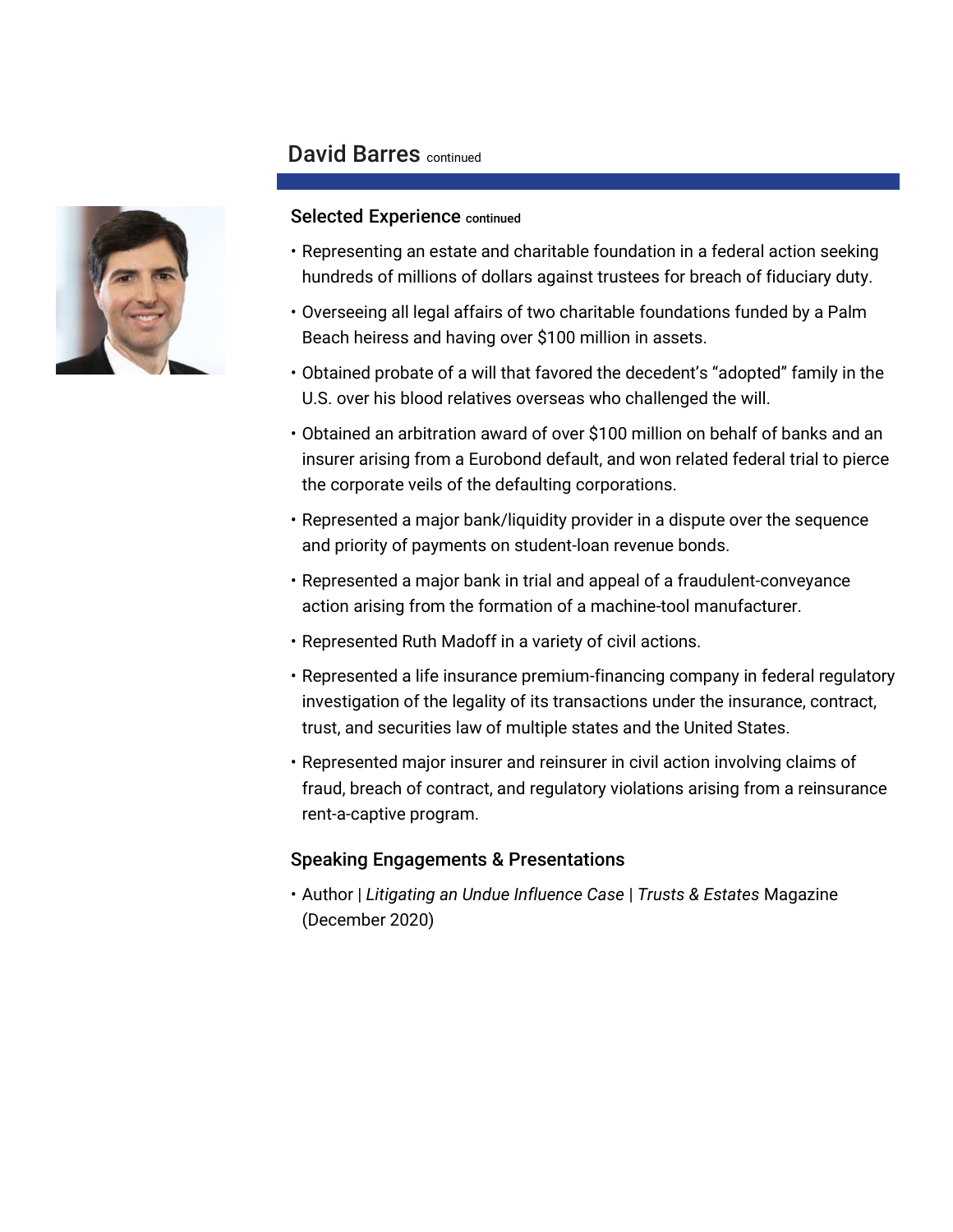## David Barres continued

### Selected Experience continued

- Representing an estate and charitable foundation in a federal action seeking hundreds of millions of dollars against trustees for breach of fiduciary duty.
- Overseeing all legal affairs of two charitable foundations funded by a Palm Beach heiress and having over $100 million in assets.
- Obtained probate of a will that favored the decedent's "adopted" family in the U.S. over his blood relatives overseas who challenged the will.
- Obtained an arbitration award of over $100 million on behalf of banks and an insurer arising from a Eurobond default, and won related federal trial to pierce the corporate veils of the defaulting corporations.
- Represented a major bank/liquidity provider in a dispute over the sequence and priority of payments on student-loan revenue bonds.
- Represented a major bank in trial and appeal of a fraudulent-conveyance action arising from the formation of a machine-tool manufacturer.
- Represented Ruth Madoff in a variety of civil actions.
- Represented a life insurance premium-financing company in federal regulatory investigation of the legality of its transactions under the insurance, contract, trust, and securities law of multiple states and the United States.
- Represented major insurer and reinsurer in civil action involving claims of fraud, breach of contract, and regulatory violations arising from a reinsurance rent-a-captive program.

### Speaking Engagements & Presentations

- Author | *Litigating an Undue Influence Case* | *Trusts & Estates* Magazine (December 2020)